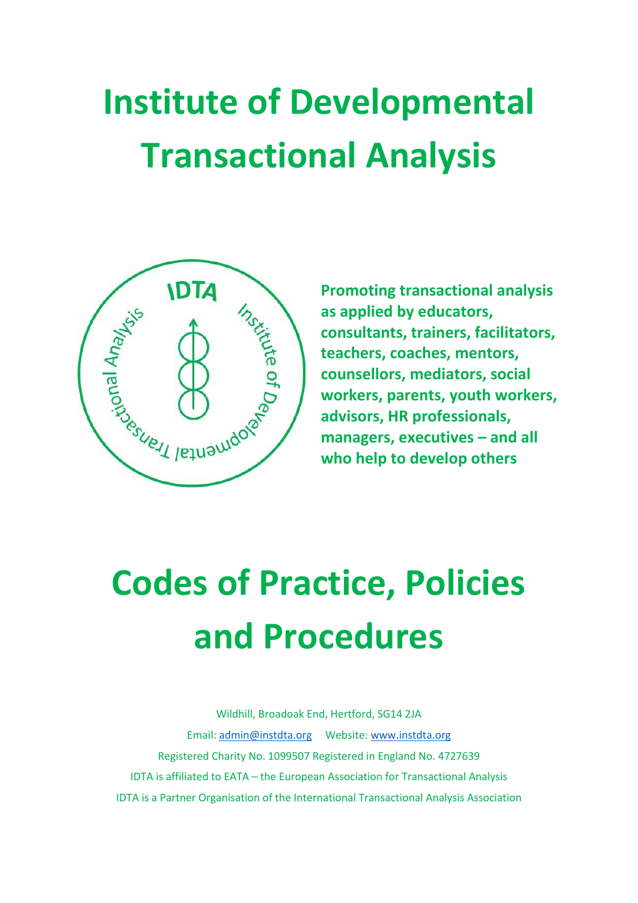# Institute of Developmental Transactional Analysis

**Promoting transactional analysis as applied by educators, consultants, trainers, facilitators, teachers, coaches, mentors, counsellors, mediators, social workers, parents, youth workers, advisors, HR professionals, managers, executives – and all who help to develop others**

# Codes of Practice, Policies and Procedures

Wildhill, Broadoak End, Hertford, SG14 2JA

Email: admin@instdta.org Website: www.instdta.org

Registered Charity No. 1099507 Registered in England No. 4727639

IDTA is affiliated to EATA – the European Association for Transactional Analysis

IDTA is a Partner Organisation of the International Transactional Analysis Association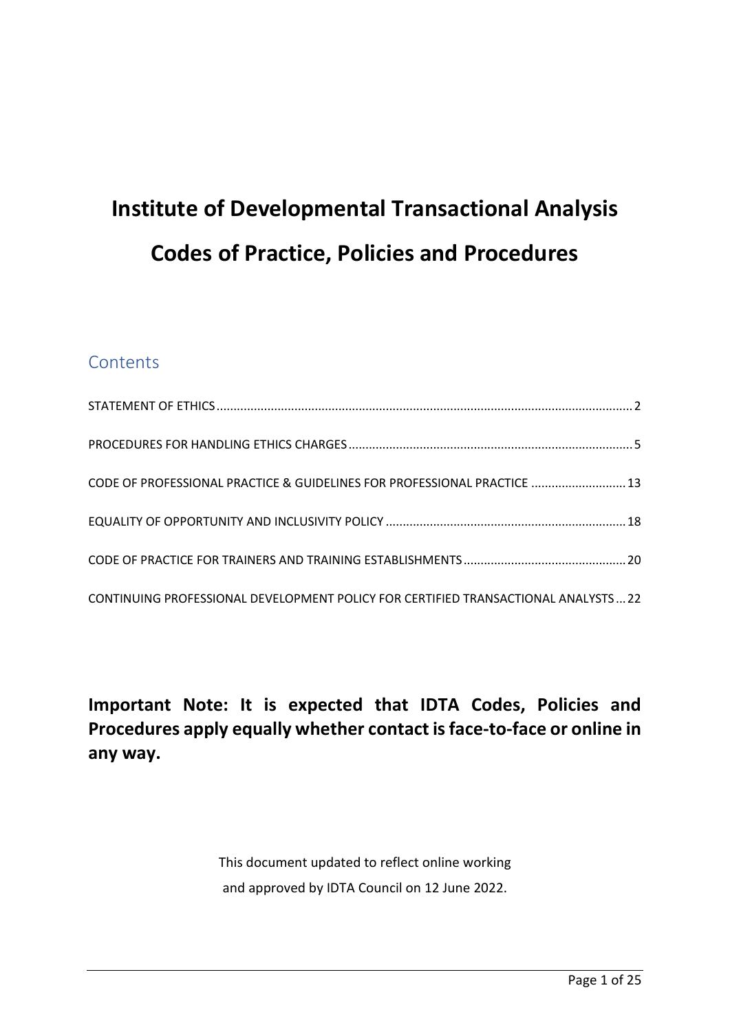# Institute of Developmental Transactional Analysis

# Codes of Practice, Policies and Procedures

## Contents

- STATEMENT OF ETHICS ........ 2
- PROCEDURES FOR HANDLING ETHICS CHARGES ........ 5
- CODE OF PROFESSIONAL PRACTICE & GUIDELINES FOR PROFESSIONAL PRACTICE ........ 13
- EQUALITY OF OPPORTUNITY AND INCLUSIVITY POLICY ........ 18
- CODE OF PRACTICE FOR TRAINERS AND TRAINING ESTABLISHMENTS ........ 20
- CONTINUING PROFESSIONAL DEVELOPMENT POLICY FOR CERTIFIED TRANSACTIONAL ANALYSTS ........ 22

**Important Note: It is expected that IDTA Codes, Policies and Procedures apply equally whether contact is face-to-face or online in any way.**

This document updated to reflect online working
and approved by IDTA Council on 12 June 2022.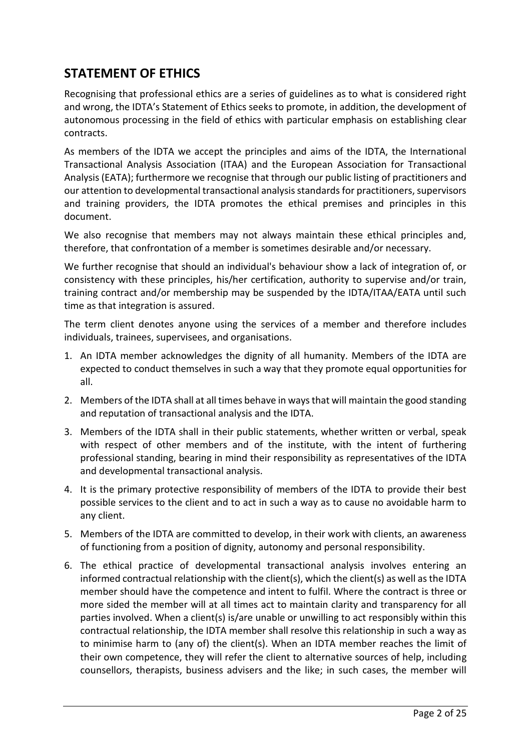## STATEMENT OF ETHICS

Recognising that professional ethics are a series of guidelines as to what is considered right and wrong, the IDTA's Statement of Ethics seeks to promote, in addition, the development of autonomous processing in the field of ethics with particular emphasis on establishing clear contracts.

As members of the IDTA we accept the principles and aims of the IDTA, the International Transactional Analysis Association (ITAA) and the European Association for Transactional Analysis (EATA); furthermore we recognise that through our public listing of practitioners and our attention to developmental transactional analysis standards for practitioners, supervisors and training providers, the IDTA promotes the ethical premises and principles in this document.

We also recognise that members may not always maintain these ethical principles and, therefore, that confrontation of a member is sometimes desirable and/or necessary.

We further recognise that should an individual's behaviour show a lack of integration of, or consistency with these principles, his/her certification, authority to supervise and/or train, training contract and/or membership may be suspended by the IDTA/ITAA/EATA until such time as that integration is assured.

The term client denotes anyone using the services of a member and therefore includes individuals, trainees, supervisees, and organisations.

1. An IDTA member acknowledges the dignity of all humanity. Members of the IDTA are expected to conduct themselves in such a way that they promote equal opportunities for all.
2. Members of the IDTA shall at all times behave in ways that will maintain the good standing and reputation of transactional analysis and the IDTA.
3. Members of the IDTA shall in their public statements, whether written or verbal, speak with respect of other members and of the institute, with the intent of furthering professional standing, bearing in mind their responsibility as representatives of the IDTA and developmental transactional analysis.
4. It is the primary protective responsibility of members of the IDTA to provide their best possible services to the client and to act in such a way as to cause no avoidable harm to any client.
5. Members of the IDTA are committed to develop, in their work with clients, an awareness of functioning from a position of dignity, autonomy and personal responsibility.
6. The ethical practice of developmental transactional analysis involves entering an informed contractual relationship with the client(s), which the client(s) as well as the IDTA member should have the competence and intent to fulfil. Where the contract is three or more sided the member will at all times act to maintain clarity and transparency for all parties involved. When a client(s) is/are unable or unwilling to act responsibly within this contractual relationship, the IDTA member shall resolve this relationship in such a way as to minimise harm to (any of) the client(s). When an IDTA member reaches the limit of their own competence, they will refer the client to alternative sources of help, including counsellors, therapists, business advisers and the like; in such cases, the member will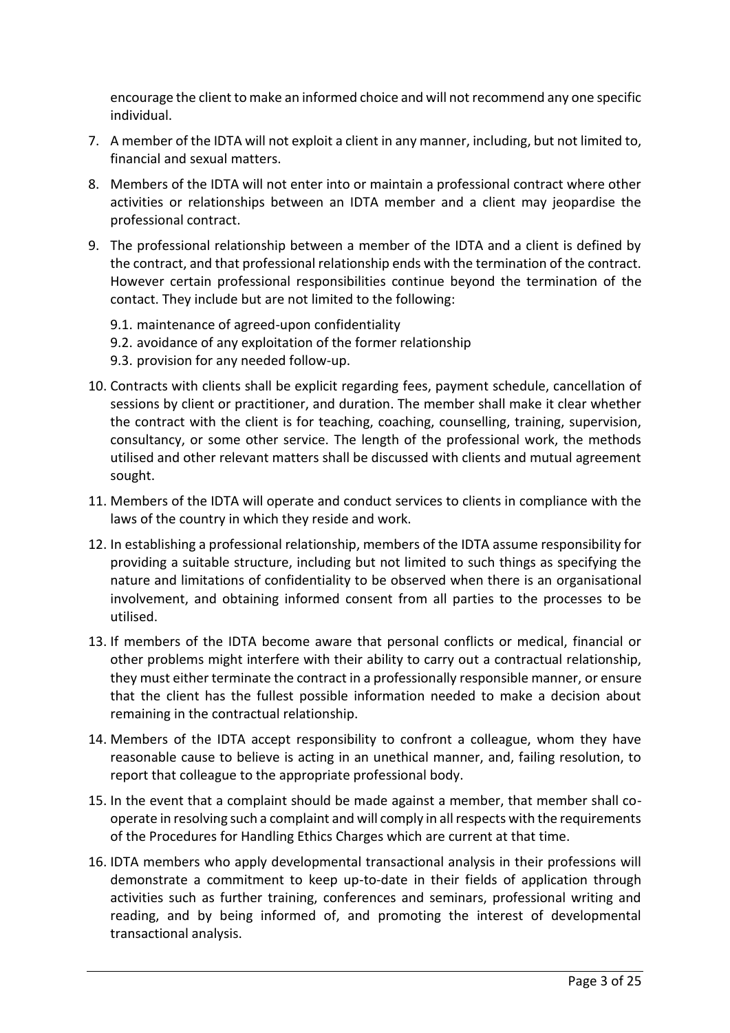encourage the client to make an informed choice and will not recommend any one specific individual.

7. A member of the IDTA will not exploit a client in any manner, including, but not limited to, financial and sexual matters.
8. Members of the IDTA will not enter into or maintain a professional contract where other activities or relationships between an IDTA member and a client may jeopardise the professional contract.
9. The professional relationship between a member of the IDTA and a client is defined by the contract, and that professional relationship ends with the termination of the contract. However certain professional responsibilities continue beyond the termination of the contact. They include but are not limited to the following:
   9.1. maintenance of agreed-upon confidentiality
   9.2. avoidance of any exploitation of the former relationship
   9.3. provision for any needed follow-up.
10. Contracts with clients shall be explicit regarding fees, payment schedule, cancellation of sessions by client or practitioner, and duration. The member shall make it clear whether the contract with the client is for teaching, coaching, counselling, training, supervision, consultancy, or some other service. The length of the professional work, the methods utilised and other relevant matters shall be discussed with clients and mutual agreement sought.
11. Members of the IDTA will operate and conduct services to clients in compliance with the laws of the country in which they reside and work.
12. In establishing a professional relationship, members of the IDTA assume responsibility for providing a suitable structure, including but not limited to such things as specifying the nature and limitations of confidentiality to be observed when there is an organisational involvement, and obtaining informed consent from all parties to the processes to be utilised.
13. If members of the IDTA become aware that personal conflicts or medical, financial or other problems might interfere with their ability to carry out a contractual relationship, they must either terminate the contract in a professionally responsible manner, or ensure that the client has the fullest possible information needed to make a decision about remaining in the contractual relationship.
14. Members of the IDTA accept responsibility to confront a colleague, whom they have reasonable cause to believe is acting in an unethical manner, and, failing resolution, to report that colleague to the appropriate professional body.
15. In the event that a complaint should be made against a member, that member shall co-operate in resolving such a complaint and will comply in all respects with the requirements of the Procedures for Handling Ethics Charges which are current at that time.
16. IDTA members who apply developmental transactional analysis in their professions will demonstrate a commitment to keep up-to-date in their fields of application through activities such as further training, conferences and seminars, professional writing and reading, and by being informed of, and promoting the interest of developmental transactional analysis.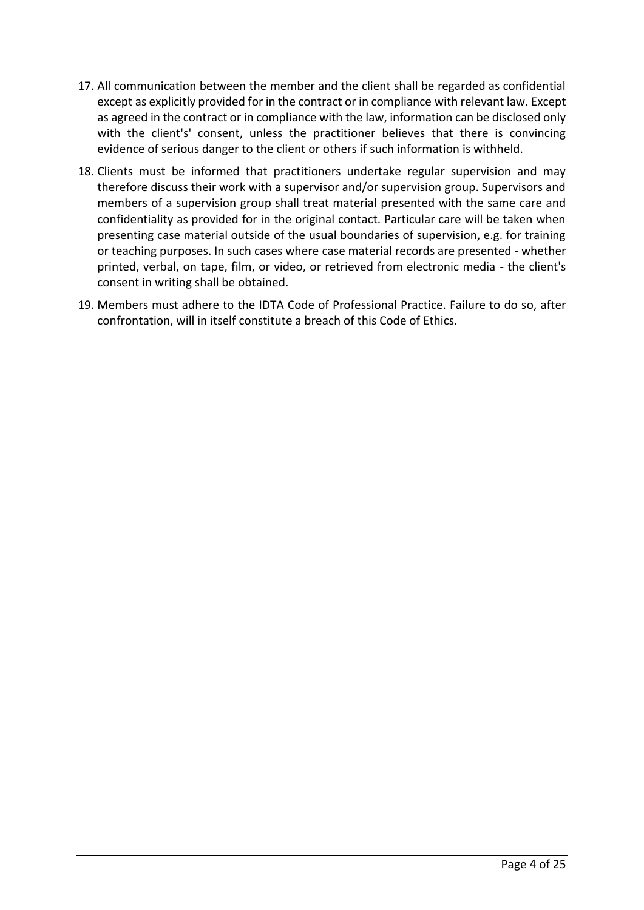17. All communication between the member and the client shall be regarded as confidential except as explicitly provided for in the contract or in compliance with relevant law. Except as agreed in the contract or in compliance with the law, information can be disclosed only with the client's' consent, unless the practitioner believes that there is convincing evidence of serious danger to the client or others if such information is withheld.
18. Clients must be informed that practitioners undertake regular supervision and may therefore discuss their work with a supervisor and/or supervision group. Supervisors and members of a supervision group shall treat material presented with the same care and confidentiality as provided for in the original contact. Particular care will be taken when presenting case material outside of the usual boundaries of supervision, e.g. for training or teaching purposes. In such cases where case material records are presented - whether printed, verbal, on tape, film, or video, or retrieved from electronic media - the client's consent in writing shall be obtained.
19. Members must adhere to the IDTA Code of Professional Practice. Failure to do so, after confrontation, will in itself constitute a breach of this Code of Ethics.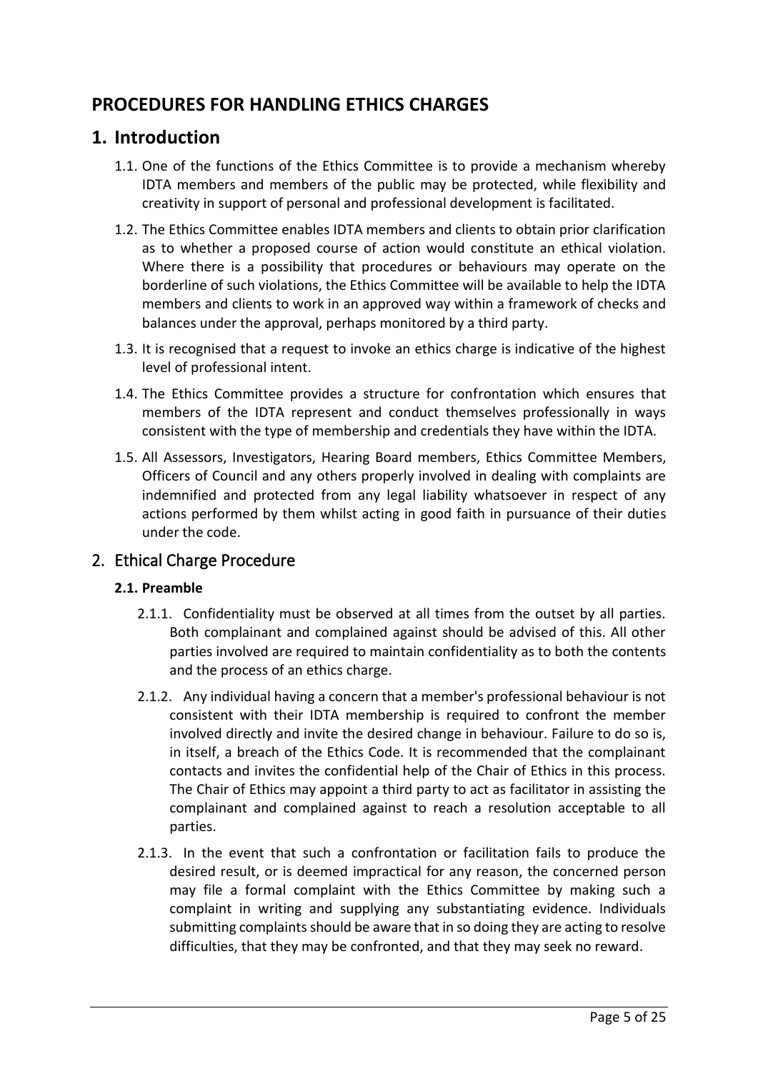# PROCEDURES FOR HANDLING ETHICS CHARGES

## 1. Introduction

1.1. One of the functions of the Ethics Committee is to provide a mechanism whereby IDTA members and members of the public may be protected, while flexibility and creativity in support of personal and professional development is facilitated.

1.2. The Ethics Committee enables IDTA members and clients to obtain prior clarification as to whether a proposed course of action would constitute an ethical violation. Where there is a possibility that procedures or behaviours may operate on the borderline of such violations, the Ethics Committee will be available to help the IDTA members and clients to work in an approved way within a framework of checks and balances under the approval, perhaps monitored by a third party.

1.3. It is recognised that a request to invoke an ethics charge is indicative of the highest level of professional intent.

1.4. The Ethics Committee provides a structure for confrontation which ensures that members of the IDTA represent and conduct themselves professionally in ways consistent with the type of membership and credentials they have within the IDTA.

1.5. All Assessors, Investigators, Hearing Board members, Ethics Committee Members, Officers of Council and any others properly involved in dealing with complaints are indemnified and protected from any legal liability whatsoever in respect of any actions performed by them whilst acting in good faith in pursuance of their duties under the code.

## 2. Ethical Charge Procedure

### 2.1. Preamble

2.1.1. Confidentiality must be observed at all times from the outset by all parties. Both complainant and complained against should be advised of this. All other parties involved are required to maintain confidentiality as to both the contents and the process of an ethics charge.

2.1.2. Any individual having a concern that a member's professional behaviour is not consistent with their IDTA membership is required to confront the member involved directly and invite the desired change in behaviour. Failure to do so is, in itself, a breach of the Ethics Code. It is recommended that the complainant contacts and invites the confidential help of the Chair of Ethics in this process. The Chair of Ethics may appoint a third party to act as facilitator in assisting the complainant and complained against to reach a resolution acceptable to all parties.

2.1.3. In the event that such a confrontation or facilitation fails to produce the desired result, or is deemed impractical for any reason, the concerned person may file a formal complaint with the Ethics Committee by making such a complaint in writing and supplying any substantiating evidence. Individuals submitting complaints should be aware that in so doing they are acting to resolve difficulties, that they may be confronted, and that they may seek no reward.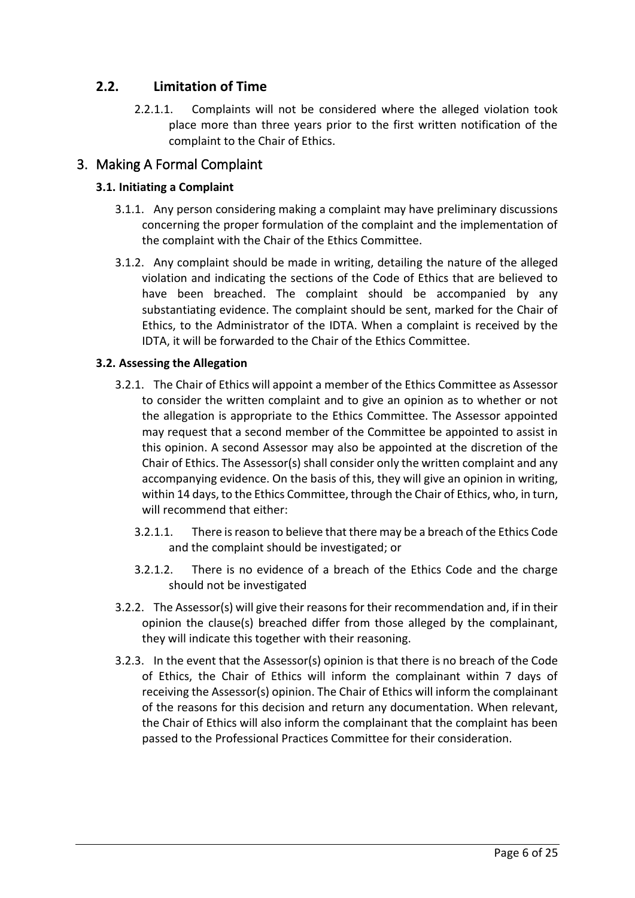## 2.2. Limitation of Time

2.2.1.1. Complaints will not be considered where the alleged violation took place more than three years prior to the first written notification of the complaint to the Chair of Ethics.

# 3. Making A Formal Complaint

### 3.1. Initiating a Complaint

3.1.1. Any person considering making a complaint may have preliminary discussions concerning the proper formulation of the complaint and the implementation of the complaint with the Chair of the Ethics Committee.

3.1.2. Any complaint should be made in writing, detailing the nature of the alleged violation and indicating the sections of the Code of Ethics that are believed to have been breached. The complaint should be accompanied by any substantiating evidence. The complaint should be sent, marked for the Chair of Ethics, to the Administrator of the IDTA. When a complaint is received by the IDTA, it will be forwarded to the Chair of the Ethics Committee.

### 3.2. Assessing the Allegation

3.2.1. The Chair of Ethics will appoint a member of the Ethics Committee as Assessor to consider the written complaint and to give an opinion as to whether or not the allegation is appropriate to the Ethics Committee. The Assessor appointed may request that a second member of the Committee be appointed to assist in this opinion. A second Assessor may also be appointed at the discretion of the Chair of Ethics. The Assessor(s) shall consider only the written complaint and any accompanying evidence. On the basis of this, they will give an opinion in writing, within 14 days, to the Ethics Committee, through the Chair of Ethics, who, in turn, will recommend that either:

3.2.1.1. There is reason to believe that there may be a breach of the Ethics Code and the complaint should be investigated; or

3.2.1.2. There is no evidence of a breach of the Ethics Code and the charge should not be investigated

3.2.2. The Assessor(s) will give their reasons for their recommendation and, if in their opinion the clause(s) breached differ from those alleged by the complainant, they will indicate this together with their reasoning.

3.2.3. In the event that the Assessor(s) opinion is that there is no breach of the Code of Ethics, the Chair of Ethics will inform the complainant within 7 days of receiving the Assessor(s) opinion. The Chair of Ethics will inform the complainant of the reasons for this decision and return any documentation. When relevant, the Chair of Ethics will also inform the complainant that the complaint has been passed to the Professional Practices Committee for their consideration.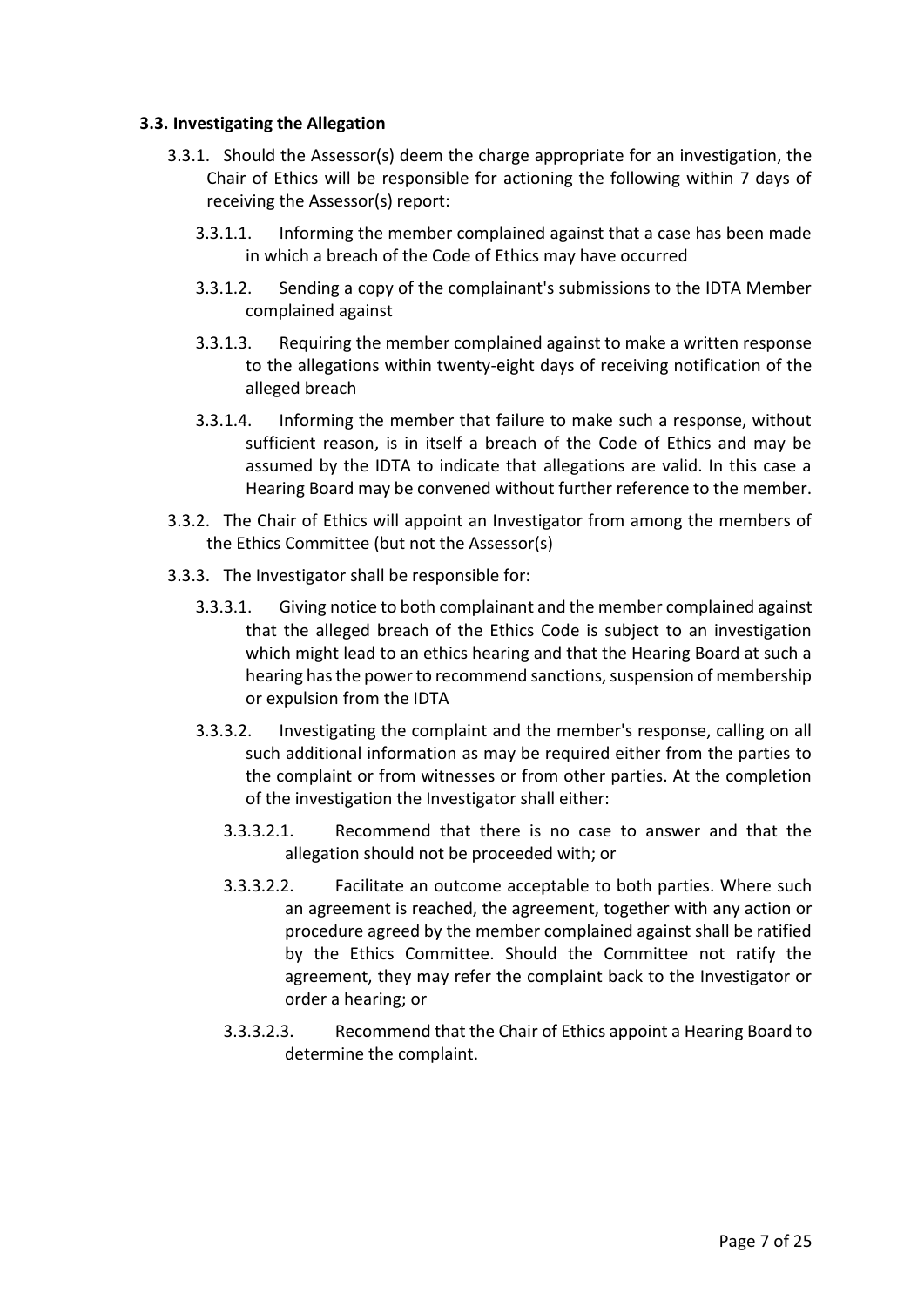### 3.3. Investigating the Allegation

- 3.3.1. Should the Assessor(s) deem the charge appropriate for an investigation, the Chair of Ethics will be responsible for actioning the following within 7 days of receiving the Assessor(s) report:
  - 3.3.1.1. Informing the member complained against that a case has been made in which a breach of the Code of Ethics may have occurred
  - 3.3.1.2. Sending a copy of the complainant's submissions to the IDTA Member complained against
  - 3.3.1.3. Requiring the member complained against to make a written response to the allegations within twenty-eight days of receiving notification of the alleged breach
  - 3.3.1.4. Informing the member that failure to make such a response, without sufficient reason, is in itself a breach of the Code of Ethics and may be assumed by the IDTA to indicate that allegations are valid. In this case a Hearing Board may be convened without further reference to the member.
- 3.3.2. The Chair of Ethics will appoint an Investigator from among the members of the Ethics Committee (but not the Assessor(s)
- 3.3.3. The Investigator shall be responsible for:
  - 3.3.3.1. Giving notice to both complainant and the member complained against that the alleged breach of the Ethics Code is subject to an investigation which might lead to an ethics hearing and that the Hearing Board at such a hearing has the power to recommend sanctions, suspension of membership or expulsion from the IDTA
  - 3.3.3.2. Investigating the complaint and the member's response, calling on all such additional information as may be required either from the parties to the complaint or from witnesses or from other parties. At the completion of the investigation the Investigator shall either:
    - 3.3.3.2.1. Recommend that there is no case to answer and that the allegation should not be proceeded with; or
    - 3.3.3.2.2. Facilitate an outcome acceptable to both parties. Where such an agreement is reached, the agreement, together with any action or procedure agreed by the member complained against shall be ratified by the Ethics Committee. Should the Committee not ratify the agreement, they may refer the complaint back to the Investigator or order a hearing; or
    - 3.3.3.2.3. Recommend that the Chair of Ethics appoint a Hearing Board to determine the complaint.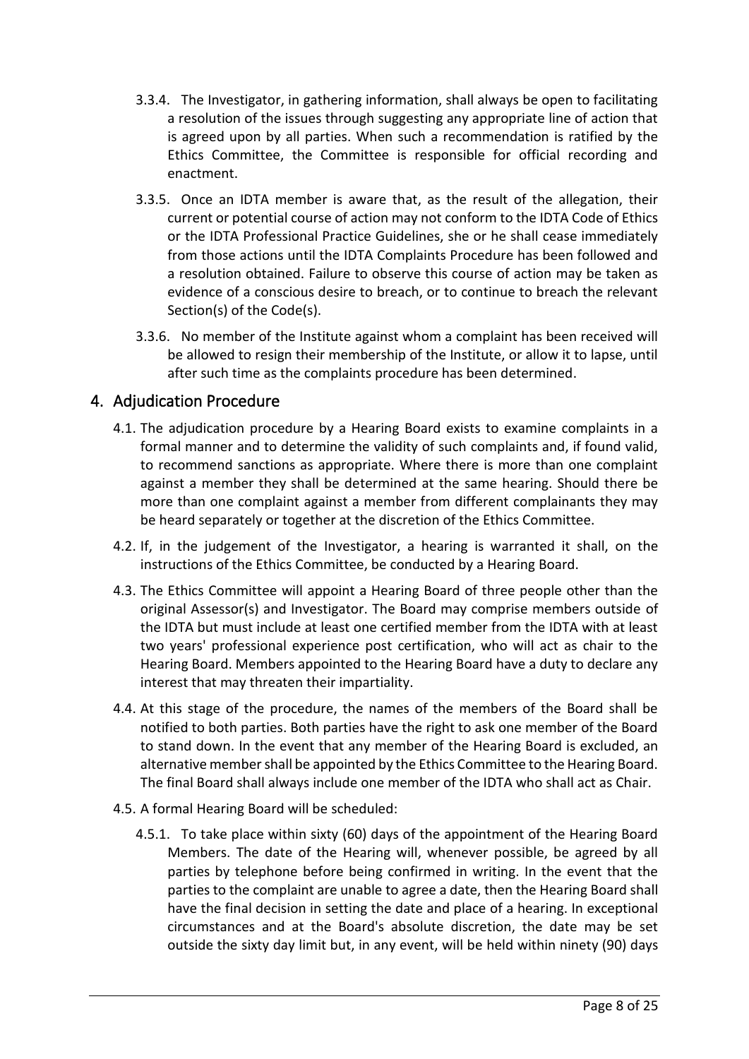3.3.4. The Investigator, in gathering information, shall always be open to facilitating a resolution of the issues through suggesting any appropriate line of action that is agreed upon by all parties. When such a recommendation is ratified by the Ethics Committee, the Committee is responsible for official recording and enactment.

3.3.5. Once an IDTA member is aware that, as the result of the allegation, their current or potential course of action may not conform to the IDTA Code of Ethics or the IDTA Professional Practice Guidelines, she or he shall cease immediately from those actions until the IDTA Complaints Procedure has been followed and a resolution obtained. Failure to observe this course of action may be taken as evidence of a conscious desire to breach, or to continue to breach the relevant Section(s) of the Code(s).

3.3.6. No member of the Institute against whom a complaint has been received will be allowed to resign their membership of the Institute, or allow it to lapse, until after such time as the complaints procedure has been determined.

## 4. Adjudication Procedure

4.1. The adjudication procedure by a Hearing Board exists to examine complaints in a formal manner and to determine the validity of such complaints and, if found valid, to recommend sanctions as appropriate. Where there is more than one complaint against a member they shall be determined at the same hearing. Should there be more than one complaint against a member from different complainants they may be heard separately or together at the discretion of the Ethics Committee.

4.2. If, in the judgement of the Investigator, a hearing is warranted it shall, on the instructions of the Ethics Committee, be conducted by a Hearing Board.

4.3. The Ethics Committee will appoint a Hearing Board of three people other than the original Assessor(s) and Investigator. The Board may comprise members outside of the IDTA but must include at least one certified member from the IDTA with at least two years' professional experience post certification, who will act as chair to the Hearing Board. Members appointed to the Hearing Board have a duty to declare any interest that may threaten their impartiality.

4.4. At this stage of the procedure, the names of the members of the Board shall be notified to both parties. Both parties have the right to ask one member of the Board to stand down. In the event that any member of the Hearing Board is excluded, an alternative member shall be appointed by the Ethics Committee to the Hearing Board. The final Board shall always include one member of the IDTA who shall act as Chair.

4.5. A formal Hearing Board will be scheduled:

4.5.1. To take place within sixty (60) days of the appointment of the Hearing Board Members. The date of the Hearing will, whenever possible, be agreed by all parties by telephone before being confirmed in writing. In the event that the parties to the complaint are unable to agree a date, then the Hearing Board shall have the final decision in setting the date and place of a hearing. In exceptional circumstances and at the Board's absolute discretion, the date may be set outside the sixty day limit but, in any event, will be held within ninety (90) days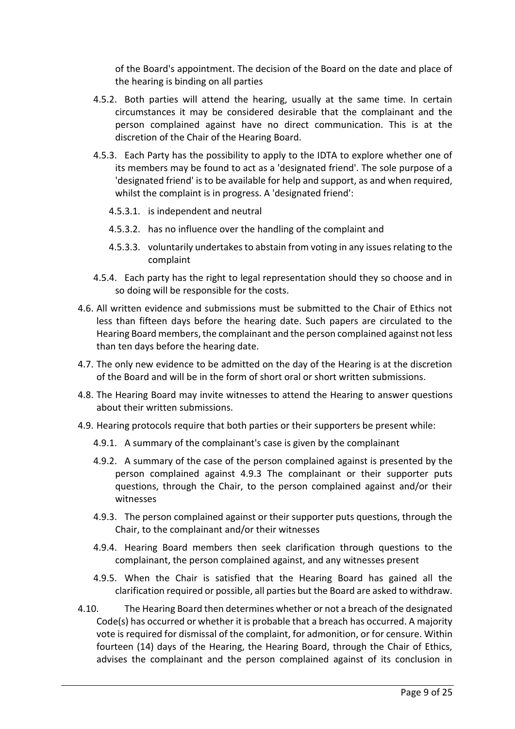of the Board's appointment. The decision of the Board on the date and place of the hearing is binding on all parties

4.5.2. Both parties will attend the hearing, usually at the same time. In certain circumstances it may be considered desirable that the complainant and the person complained against have no direct communication. This is at the discretion of the Chair of the Hearing Board.

4.5.3. Each Party has the possibility to apply to the IDTA to explore whether one of its members may be found to act as a 'designated friend'. The sole purpose of a 'designated friend' is to be available for help and support, as and when required, whilst the complaint is in progress. A 'designated friend':

4.5.3.1. is independent and neutral

4.5.3.2. has no influence over the handling of the complaint and

4.5.3.3. voluntarily undertakes to abstain from voting in any issues relating to the complaint

4.5.4. Each party has the right to legal representation should they so choose and in so doing will be responsible for the costs.

4.6. All written evidence and submissions must be submitted to the Chair of Ethics not less than fifteen days before the hearing date. Such papers are circulated to the Hearing Board members, the complainant and the person complained against not less than ten days before the hearing date.

4.7. The only new evidence to be admitted on the day of the Hearing is at the discretion of the Board and will be in the form of short oral or short written submissions.

4.8. The Hearing Board may invite witnesses to attend the Hearing to answer questions about their written submissions.

4.9. Hearing protocols require that both parties or their supporters be present while:

4.9.1. A summary of the complainant's case is given by the complainant

4.9.2. A summary of the case of the person complained against is presented by the person complained against 4.9.3 The complainant or their supporter puts questions, through the Chair, to the person complained against and/or their witnesses

4.9.3. The person complained against or their supporter puts questions, through the Chair, to the complainant and/or their witnesses

4.9.4. Hearing Board members then seek clarification through questions to the complainant, the person complained against, and any witnesses present

4.9.5. When the Chair is satisfied that the Hearing Board has gained all the clarification required or possible, all parties but the Board are asked to withdraw.

4.10. The Hearing Board then determines whether or not a breach of the designated Code(s) has occurred or whether it is probable that a breach has occurred. A majority vote is required for dismissal of the complaint, for admonition, or for censure. Within fourteen (14) days of the Hearing, the Hearing Board, through the Chair of Ethics, advises the complainant and the person complained against of its conclusion in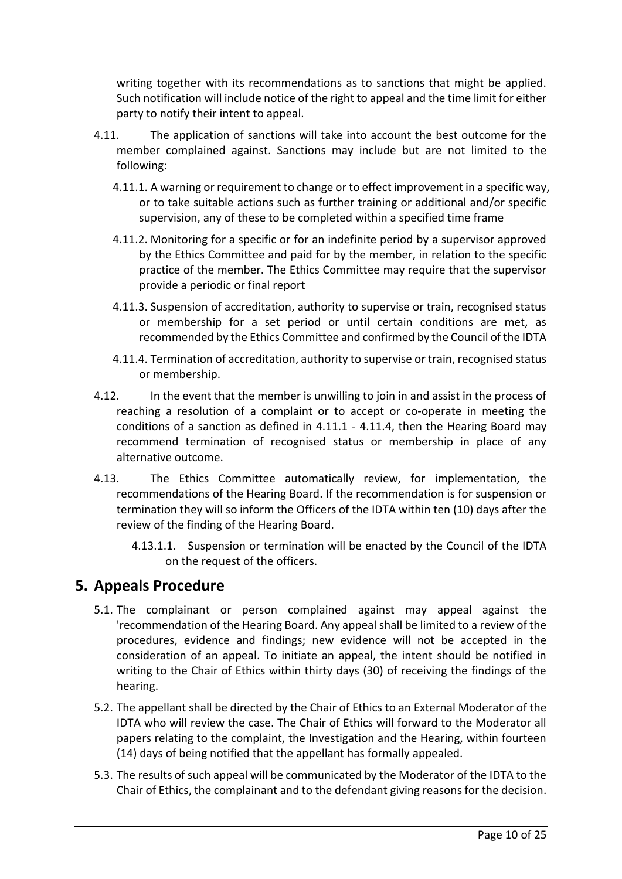writing together with its recommendations as to sanctions that might be applied. Such notification will include notice of the right to appeal and the time limit for either party to notify their intent to appeal.

4.11. The application of sanctions will take into account the best outcome for the member complained against. Sanctions may include but are not limited to the following:

4.11.1. A warning or requirement to change or to effect improvement in a specific way, or to take suitable actions such as further training or additional and/or specific supervision, any of these to be completed within a specified time frame

4.11.2. Monitoring for a specific or for an indefinite period by a supervisor approved by the Ethics Committee and paid for by the member, in relation to the specific practice of the member. The Ethics Committee may require that the supervisor provide a periodic or final report

4.11.3. Suspension of accreditation, authority to supervise or train, recognised status or membership for a set period or until certain conditions are met, as recommended by the Ethics Committee and confirmed by the Council of the IDTA

4.11.4. Termination of accreditation, authority to supervise or train, recognised status or membership.

4.12. In the event that the member is unwilling to join in and assist in the process of reaching a resolution of a complaint or to accept or co-operate in meeting the conditions of a sanction as defined in 4.11.1 - 4.11.4, then the Hearing Board may recommend termination of recognised status or membership in place of any alternative outcome.

4.13. The Ethics Committee automatically review, for implementation, the recommendations of the Hearing Board. If the recommendation is for suspension or termination they will so inform the Officers of the IDTA within ten (10) days after the review of the finding of the Hearing Board.

4.13.1.1. Suspension or termination will be enacted by the Council of the IDTA on the request of the officers.

## 5. Appeals Procedure

5.1. The complainant or person complained against may appeal against the 'recommendation of the Hearing Board. Any appeal shall be limited to a review of the procedures, evidence and findings; new evidence will not be accepted in the consideration of an appeal. To initiate an appeal, the intent should be notified in writing to the Chair of Ethics within thirty days (30) of receiving the findings of the hearing.

5.2. The appellant shall be directed by the Chair of Ethics to an External Moderator of the IDTA who will review the case. The Chair of Ethics will forward to the Moderator all papers relating to the complaint, the Investigation and the Hearing, within fourteen (14) days of being notified that the appellant has formally appealed.

5.3. The results of such appeal will be communicated by the Moderator of the IDTA to the Chair of Ethics, the complainant and to the defendant giving reasons for the decision.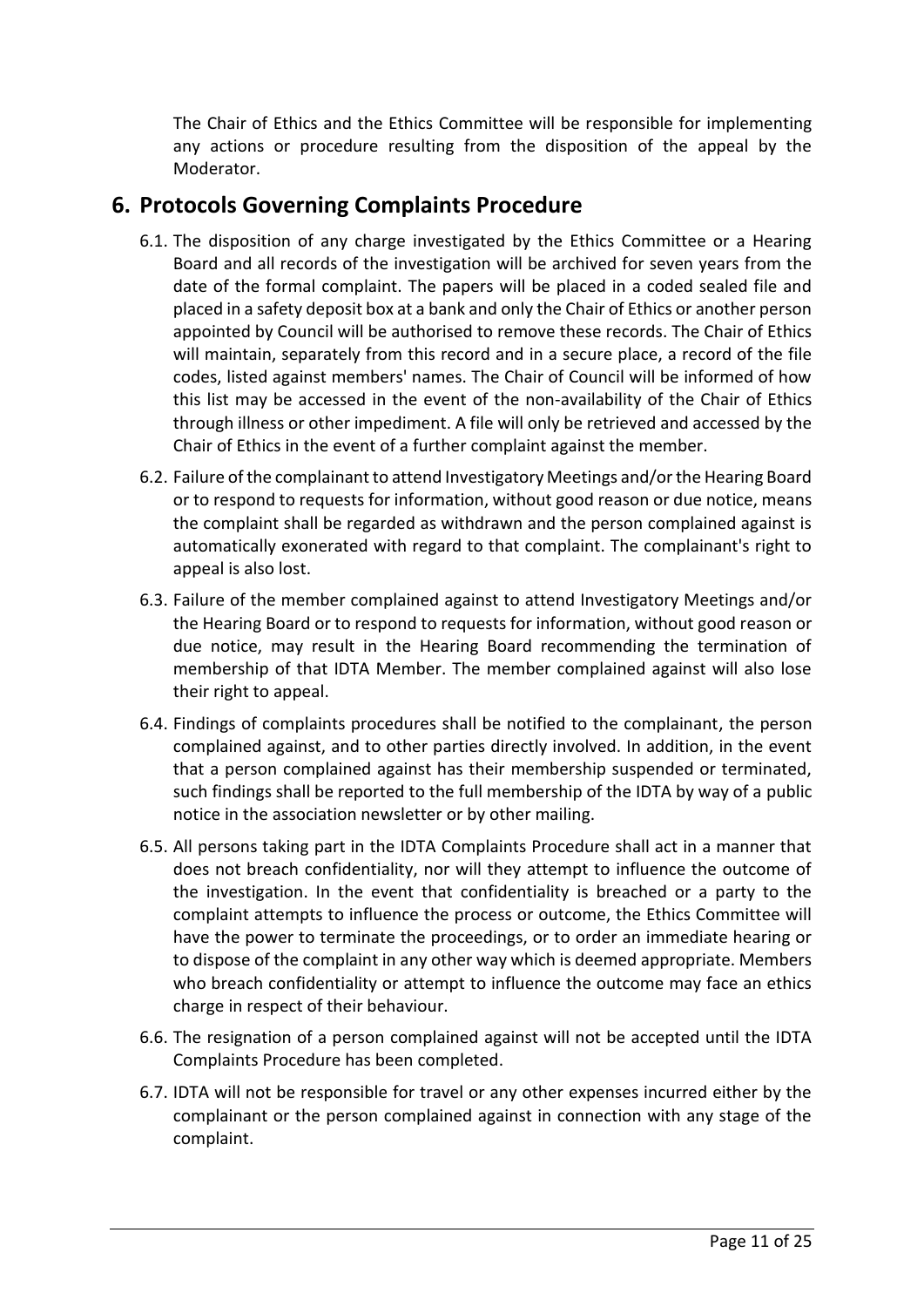The Chair of Ethics and the Ethics Committee will be responsible for implementing any actions or procedure resulting from the disposition of the appeal by the Moderator.

## 6. Protocols Governing Complaints Procedure

6.1. The disposition of any charge investigated by the Ethics Committee or a Hearing Board and all records of the investigation will be archived for seven years from the date of the formal complaint. The papers will be placed in a coded sealed file and placed in a safety deposit box at a bank and only the Chair of Ethics or another person appointed by Council will be authorised to remove these records. The Chair of Ethics will maintain, separately from this record and in a secure place, a record of the file codes, listed against members' names. The Chair of Council will be informed of how this list may be accessed in the event of the non-availability of the Chair of Ethics through illness or other impediment. A file will only be retrieved and accessed by the Chair of Ethics in the event of a further complaint against the member.

6.2. Failure of the complainant to attend Investigatory Meetings and/or the Hearing Board or to respond to requests for information, without good reason or due notice, means the complaint shall be regarded as withdrawn and the person complained against is automatically exonerated with regard to that complaint. The complainant's right to appeal is also lost.

6.3. Failure of the member complained against to attend Investigatory Meetings and/or the Hearing Board or to respond to requests for information, without good reason or due notice, may result in the Hearing Board recommending the termination of membership of that IDTA Member. The member complained against will also lose their right to appeal.

6.4. Findings of complaints procedures shall be notified to the complainant, the person complained against, and to other parties directly involved. In addition, in the event that a person complained against has their membership suspended or terminated, such findings shall be reported to the full membership of the IDTA by way of a public notice in the association newsletter or by other mailing.

6.5. All persons taking part in the IDTA Complaints Procedure shall act in a manner that does not breach confidentiality, nor will they attempt to influence the outcome of the investigation. In the event that confidentiality is breached or a party to the complaint attempts to influence the process or outcome, the Ethics Committee will have the power to terminate the proceedings, or to order an immediate hearing or to dispose of the complaint in any other way which is deemed appropriate. Members who breach confidentiality or attempt to influence the outcome may face an ethics charge in respect of their behaviour.

6.6. The resignation of a person complained against will not be accepted until the IDTA Complaints Procedure has been completed.

6.7. IDTA will not be responsible for travel or any other expenses incurred either by the complainant or the person complained against in connection with any stage of the complaint.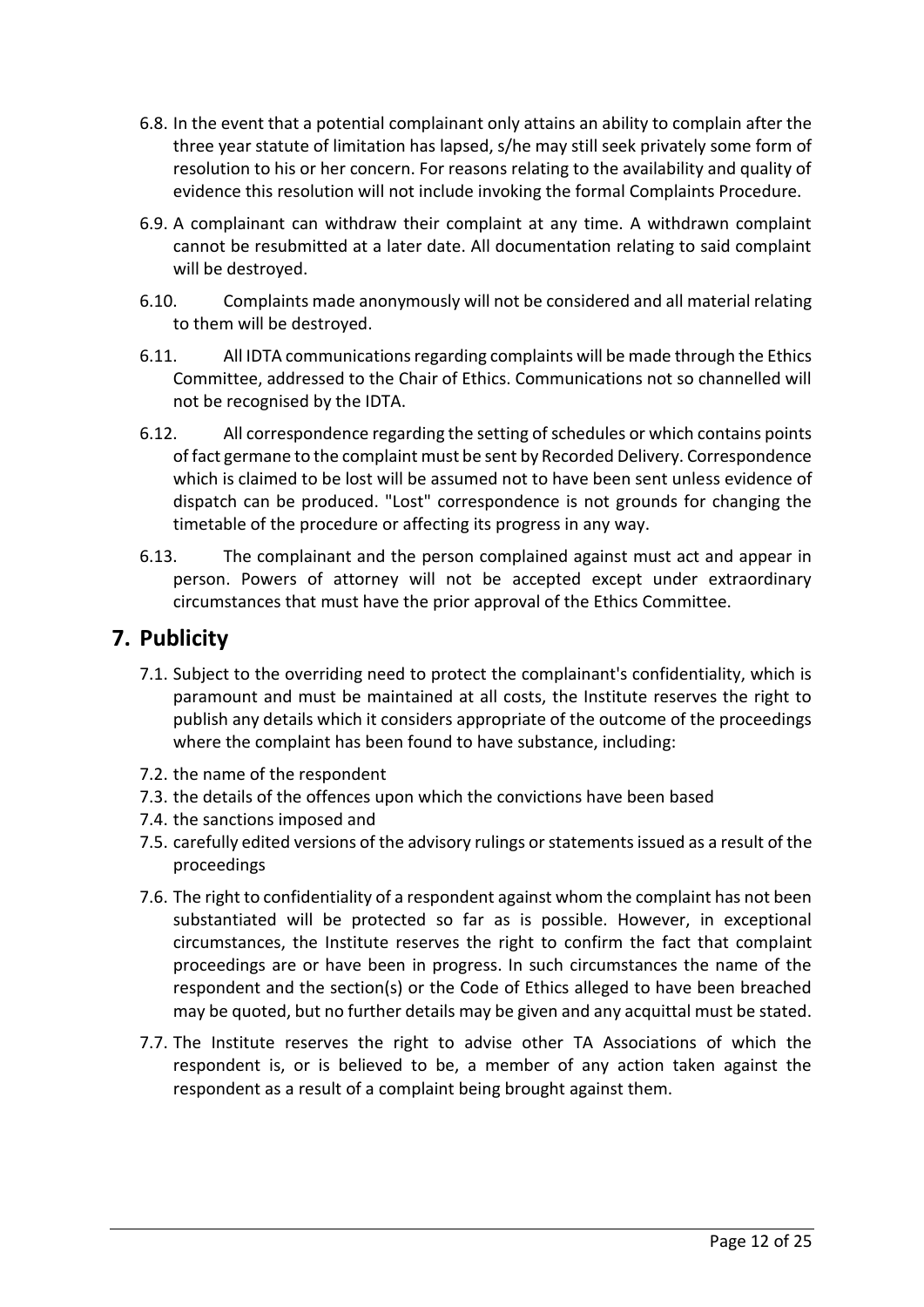6.8. In the event that a potential complainant only attains an ability to complain after the three year statute of limitation has lapsed, s/he may still seek privately some form of resolution to his or her concern. For reasons relating to the availability and quality of evidence this resolution will not include invoking the formal Complaints Procedure.

6.9. A complainant can withdraw their complaint at any time. A withdrawn complaint cannot be resubmitted at a later date. All documentation relating to said complaint will be destroyed.

6.10. Complaints made anonymously will not be considered and all material relating to them will be destroyed.

6.11. All IDTA communications regarding complaints will be made through the Ethics Committee, addressed to the Chair of Ethics. Communications not so channelled will not be recognised by the IDTA.

6.12. All correspondence regarding the setting of schedules or which contains points of fact germane to the complaint must be sent by Recorded Delivery. Correspondence which is claimed to be lost will be assumed not to have been sent unless evidence of dispatch can be produced. "Lost" correspondence is not grounds for changing the timetable of the procedure or affecting its progress in any way.

6.13. The complainant and the person complained against must act and appear in person. Powers of attorney will not be accepted except under extraordinary circumstances that must have the prior approval of the Ethics Committee.

## 7. Publicity

7.1. Subject to the overriding need to protect the complainant's confidentiality, which is paramount and must be maintained at all costs, the Institute reserves the right to publish any details which it considers appropriate of the outcome of the proceedings where the complaint has been found to have substance, including:

7.2. the name of the respondent

7.3. the details of the offences upon which the convictions have been based

7.4. the sanctions imposed and

7.5. carefully edited versions of the advisory rulings or statements issued as a result of the proceedings

7.6. The right to confidentiality of a respondent against whom the complaint has not been substantiated will be protected so far as is possible. However, in exceptional circumstances, the Institute reserves the right to confirm the fact that complaint proceedings are or have been in progress. In such circumstances the name of the respondent and the section(s) or the Code of Ethics alleged to have been breached may be quoted, but no further details may be given and any acquittal must be stated.

7.7. The Institute reserves the right to advise other TA Associations of which the respondent is, or is believed to be, a member of any action taken against the respondent as a result of a complaint being brought against them.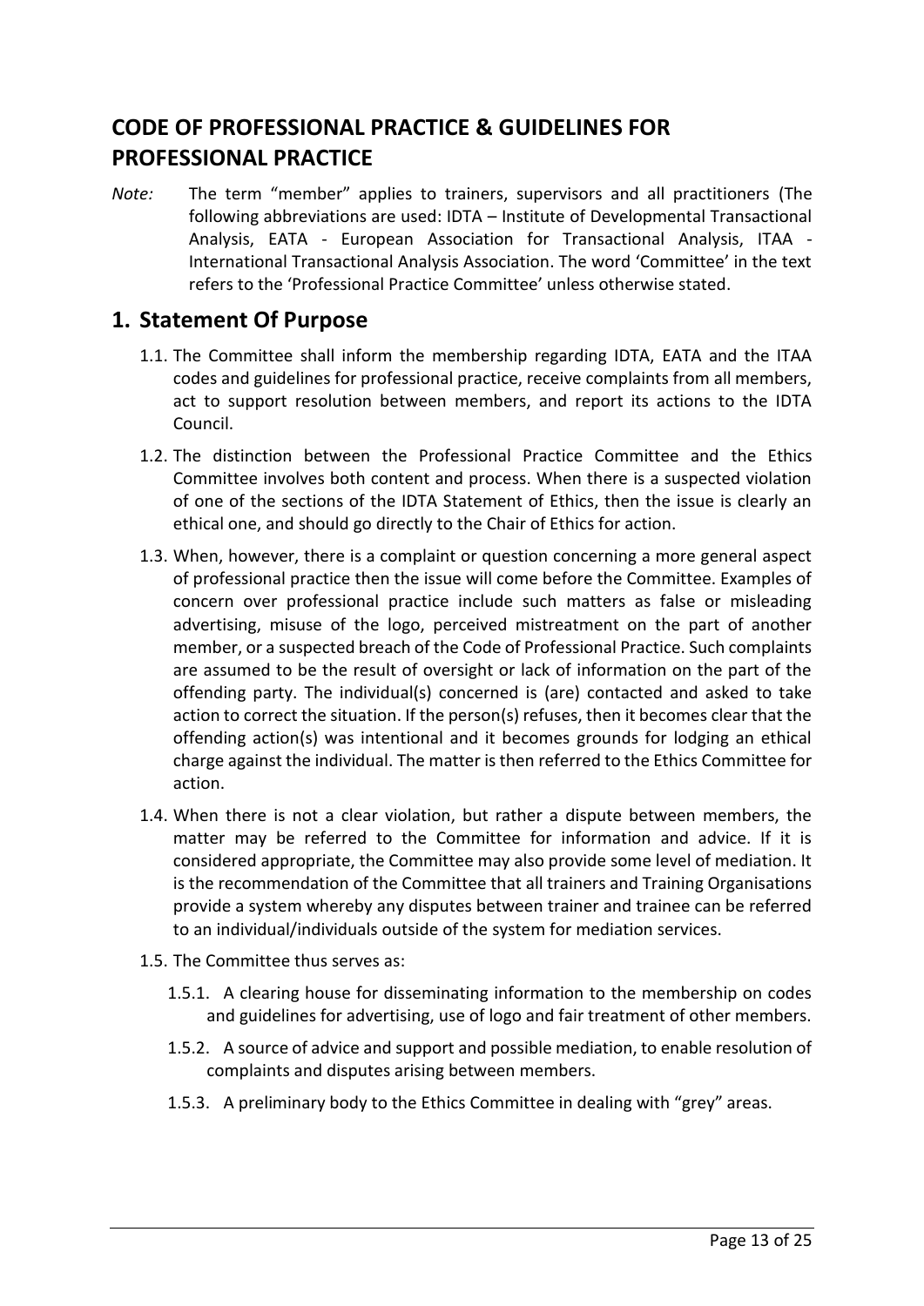# CODE OF PROFESSIONAL PRACTICE & GUIDELINES FOR PROFESSIONAL PRACTICE

*Note:* The term "member" applies to trainers, supervisors and all practitioners (The following abbreviations are used: IDTA – Institute of Developmental Transactional Analysis, EATA - European Association for Transactional Analysis, ITAA - International Transactional Analysis Association. The word 'Committee' in the text refers to the 'Professional Practice Committee' unless otherwise stated.

## 1. Statement Of Purpose

1.1. The Committee shall inform the membership regarding IDTA, EATA and the ITAA codes and guidelines for professional practice, receive complaints from all members, act to support resolution between members, and report its actions to the IDTA Council.

1.2. The distinction between the Professional Practice Committee and the Ethics Committee involves both content and process. When there is a suspected violation of one of the sections of the IDTA Statement of Ethics, then the issue is clearly an ethical one, and should go directly to the Chair of Ethics for action.

1.3. When, however, there is a complaint or question concerning a more general aspect of professional practice then the issue will come before the Committee. Examples of concern over professional practice include such matters as false or misleading advertising, misuse of the logo, perceived mistreatment on the part of another member, or a suspected breach of the Code of Professional Practice. Such complaints are assumed to be the result of oversight or lack of information on the part of the offending party. The individual(s) concerned is (are) contacted and asked to take action to correct the situation. If the person(s) refuses, then it becomes clear that the offending action(s) was intentional and it becomes grounds for lodging an ethical charge against the individual. The matter is then referred to the Ethics Committee for action.

1.4. When there is not a clear violation, but rather a dispute between members, the matter may be referred to the Committee for information and advice. If it is considered appropriate, the Committee may also provide some level of mediation. It is the recommendation of the Committee that all trainers and Training Organisations provide a system whereby any disputes between trainer and trainee can be referred to an individual/individuals outside of the system for mediation services.

1.5. The Committee thus serves as:

1.5.1. A clearing house for disseminating information to the membership on codes and guidelines for advertising, use of logo and fair treatment of other members.

1.5.2. A source of advice and support and possible mediation, to enable resolution of complaints and disputes arising between members.

1.5.3. A preliminary body to the Ethics Committee in dealing with "grey" areas.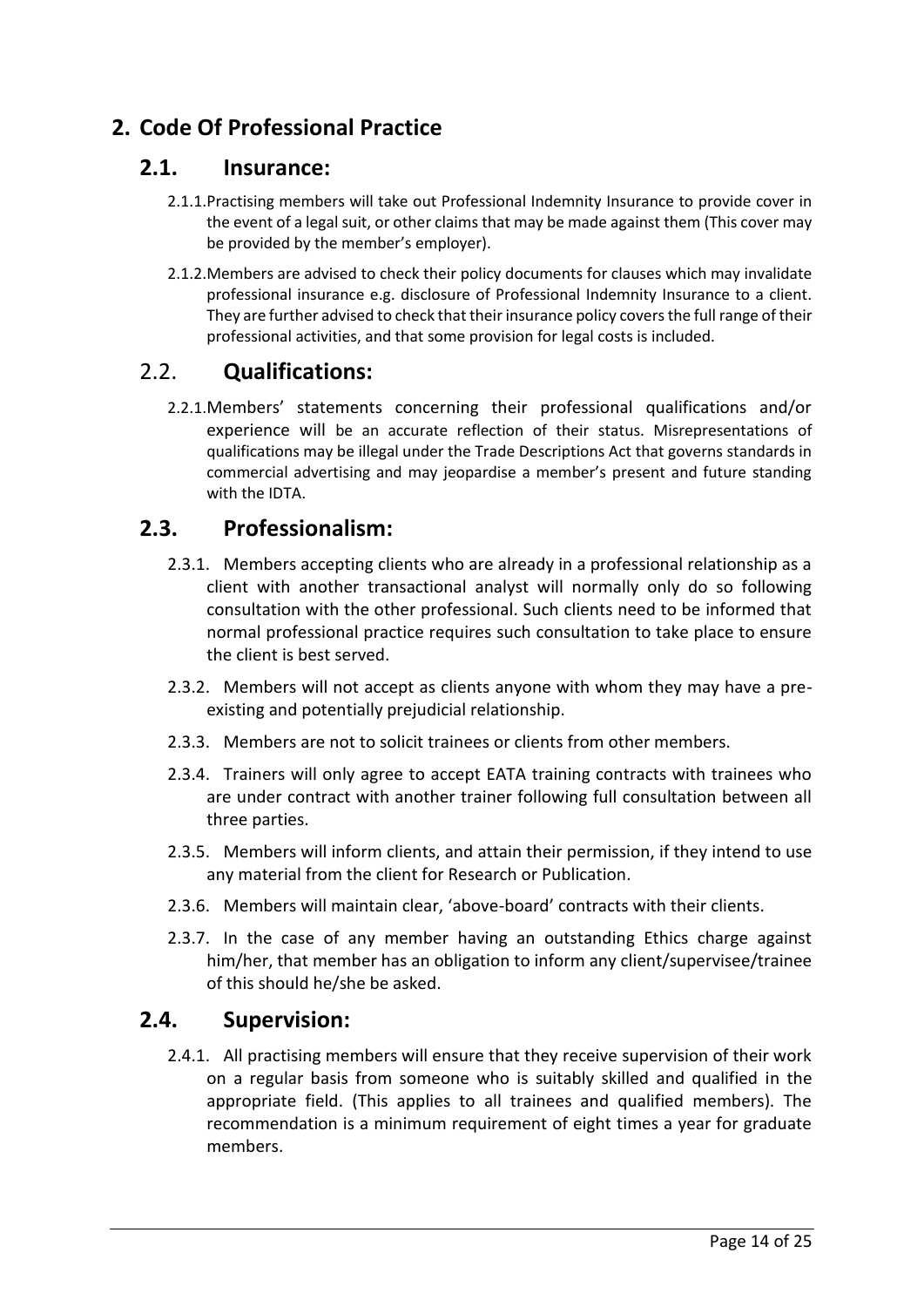## 2. Code Of Professional Practice

### 2.1. Insurance:

2.1.1. Practising members will take out Professional Indemnity Insurance to provide cover in the event of a legal suit, or other claims that may be made against them (This cover may be provided by the member's employer).

2.1.2. Members are advised to check their policy documents for clauses which may invalidate professional insurance e.g. disclosure of Professional Indemnity Insurance to a client. They are further advised to check that their insurance policy covers the full range of their professional activities, and that some provision for legal costs is included.

### 2.2. Qualifications:

2.2.1. Members' statements concerning their professional qualifications and/or experience will be an accurate reflection of their status. Misrepresentations of qualifications may be illegal under the Trade Descriptions Act that governs standards in commercial advertising and may jeopardise a member's present and future standing with the IDTA.

### 2.3. Professionalism:

2.3.1. Members accepting clients who are already in a professional relationship as a client with another transactional analyst will normally only do so following consultation with the other professional. Such clients need to be informed that normal professional practice requires such consultation to take place to ensure the client is best served.

2.3.2. Members will not accept as clients anyone with whom they may have a pre-existing and potentially prejudicial relationship.

2.3.3. Members are not to solicit trainees or clients from other members.

2.3.4. Trainers will only agree to accept EATA training contracts with trainees who are under contract with another trainer following full consultation between all three parties.

2.3.5. Members will inform clients, and attain their permission, if they intend to use any material from the client for Research or Publication.

2.3.6. Members will maintain clear, 'above-board' contracts with their clients.

2.3.7. In the case of any member having an outstanding Ethics charge against him/her, that member has an obligation to inform any client/supervisee/trainee of this should he/she be asked.

### 2.4. Supervision:

2.4.1. All practising members will ensure that they receive supervision of their work on a regular basis from someone who is suitably skilled and qualified in the appropriate field. (This applies to all trainees and qualified members). The recommendation is a minimum requirement of eight times a year for graduate members.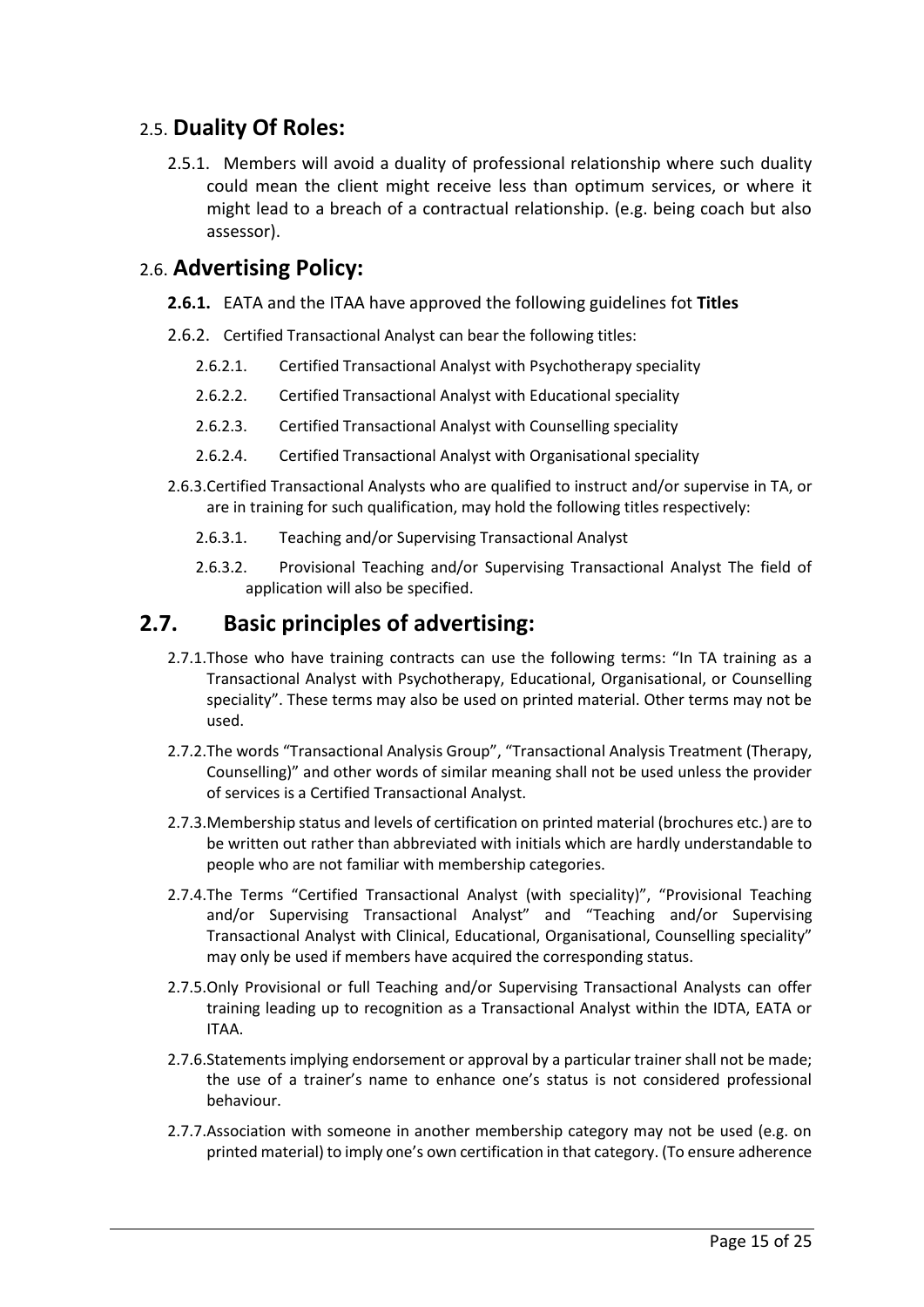## 2.5. **Duality Of Roles:**

2.5.1. Members will avoid a duality of professional relationship where such duality could mean the client might receive less than optimum services, or where it might lead to a breach of a contractual relationship. (e.g. being coach but also assessor).

## 2.6. **Advertising Policy:**

**2.6.1.** EATA and the ITAA have approved the following guidelines fot **Titles**

2.6.2. Certified Transactional Analyst can bear the following titles:

- 2.6.2.1. Certified Transactional Analyst with Psychotherapy speciality
- 2.6.2.2. Certified Transactional Analyst with Educational speciality
- 2.6.2.3. Certified Transactional Analyst with Counselling speciality
- 2.6.2.4. Certified Transactional Analyst with Organisational speciality

2.6.3. Certified Transactional Analysts who are qualified to instruct and/or supervise in TA, or are in training for such qualification, may hold the following titles respectively:

- 2.6.3.1. Teaching and/or Supervising Transactional Analyst
- 2.6.3.2. Provisional Teaching and/or Supervising Transactional Analyst The field of application will also be specified.

## 2.7. Basic principles of advertising:

2.7.1. Those who have training contracts can use the following terms: "In TA training as a Transactional Analyst with Psychotherapy, Educational, Organisational, or Counselling speciality". These terms may also be used on printed material. Other terms may not be used.

2.7.2. The words "Transactional Analysis Group", "Transactional Analysis Treatment (Therapy, Counselling)" and other words of similar meaning shall not be used unless the provider of services is a Certified Transactional Analyst.

2.7.3. Membership status and levels of certification on printed material (brochures etc.) are to be written out rather than abbreviated with initials which are hardly understandable to people who are not familiar with membership categories.

2.7.4. The Terms "Certified Transactional Analyst (with speciality)", "Provisional Teaching and/or Supervising Transactional Analyst" and "Teaching and/or Supervising Transactional Analyst with Clinical, Educational, Organisational, Counselling speciality" may only be used if members have acquired the corresponding status.

2.7.5. Only Provisional or full Teaching and/or Supervising Transactional Analysts can offer training leading up to recognition as a Transactional Analyst within the IDTA, EATA or ITAA.

2.7.6. Statements implying endorsement or approval by a particular trainer shall not be made; the use of a trainer's name to enhance one's status is not considered professional behaviour.

2.7.7. Association with someone in another membership category may not be used (e.g. on printed material) to imply one's own certification in that category. (To ensure adherence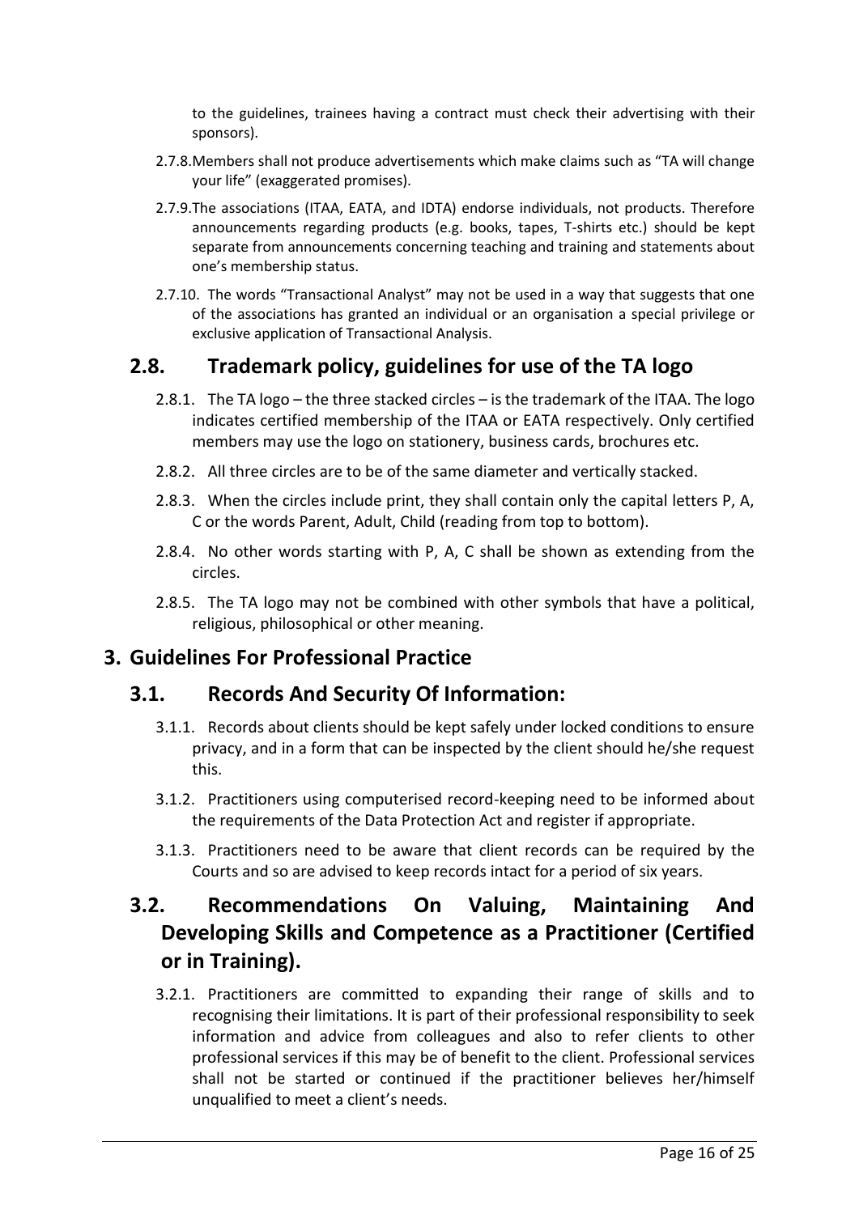to the guidelines, trainees having a contract must check their advertising with their sponsors).

2.7.8. Members shall not produce advertisements which make claims such as "TA will change your life" (exaggerated promises).

2.7.9. The associations (ITAA, EATA, and IDTA) endorse individuals, not products. Therefore announcements regarding products (e.g. books, tapes, T-shirts etc.) should be kept separate from announcements concerning teaching and training and statements about one's membership status.

2.7.10. The words "Transactional Analyst" may not be used in a way that suggests that one of the associations has granted an individual or an organisation a special privilege or exclusive application of Transactional Analysis.

## 2.8. Trademark policy, guidelines for use of the TA logo

2.8.1. The TA logo – the three stacked circles – is the trademark of the ITAA. The logo indicates certified membership of the ITAA or EATA respectively. Only certified members may use the logo on stationery, business cards, brochures etc.

2.8.2. All three circles are to be of the same diameter and vertically stacked.

2.8.3. When the circles include print, they shall contain only the capital letters P, A, C or the words Parent, Adult, Child (reading from top to bottom).

2.8.4. No other words starting with P, A, C shall be shown as extending from the circles.

2.8.5. The TA logo may not be combined with other symbols that have a political, religious, philosophical or other meaning.

# 3. Guidelines For Professional Practice

## 3.1. Records And Security Of Information:

3.1.1. Records about clients should be kept safely under locked conditions to ensure privacy, and in a form that can be inspected by the client should he/she request this.

3.1.2. Practitioners using computerised record-keeping need to be informed about the requirements of the Data Protection Act and register if appropriate.

3.1.3. Practitioners need to be aware that client records can be required by the Courts and so are advised to keep records intact for a period of six years.

## 3.2. Recommendations On Valuing, Maintaining And Developing Skills and Competence as a Practitioner (Certified or in Training).

3.2.1. Practitioners are committed to expanding their range of skills and to recognising their limitations. It is part of their professional responsibility to seek information and advice from colleagues and also to refer clients to other professional services if this may be of benefit to the client. Professional services shall not be started or continued if the practitioner believes her/himself unqualified to meet a client's needs.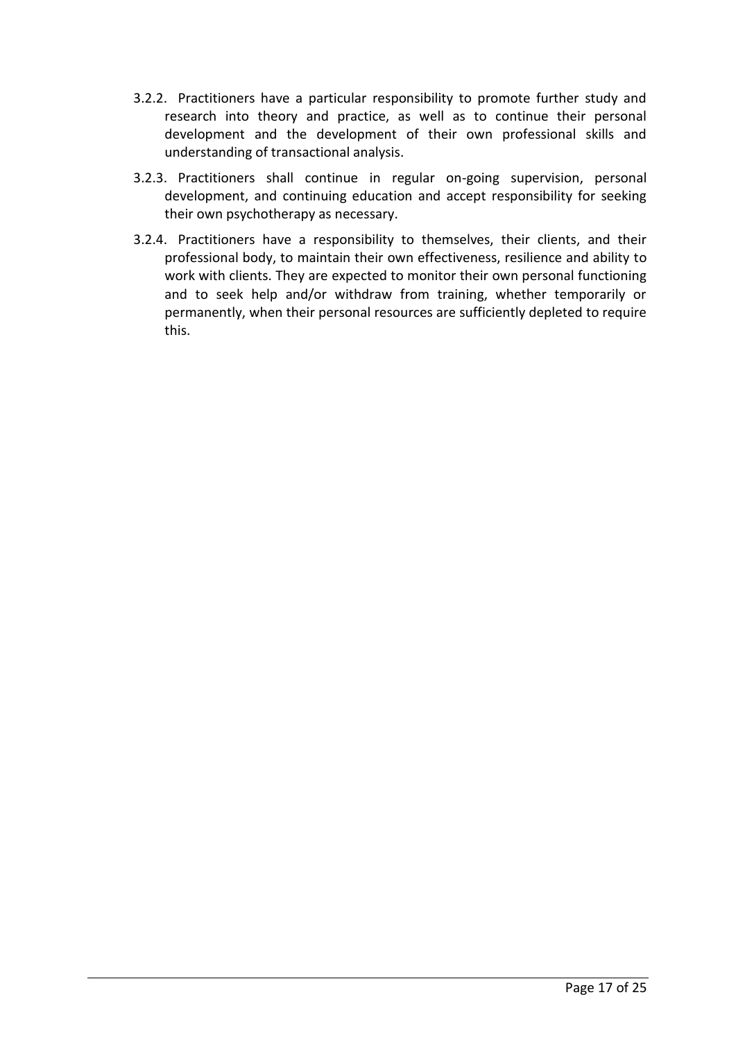3.2.2. Practitioners have a particular responsibility to promote further study and research into theory and practice, as well as to continue their personal development and the development of their own professional skills and understanding of transactional analysis.

3.2.3. Practitioners shall continue in regular on-going supervision, personal development, and continuing education and accept responsibility for seeking their own psychotherapy as necessary.

3.2.4. Practitioners have a responsibility to themselves, their clients, and their professional body, to maintain their own effectiveness, resilience and ability to work with clients. They are expected to monitor their own personal functioning and to seek help and/or withdraw from training, whether temporarily or permanently, when their personal resources are sufficiently depleted to require this.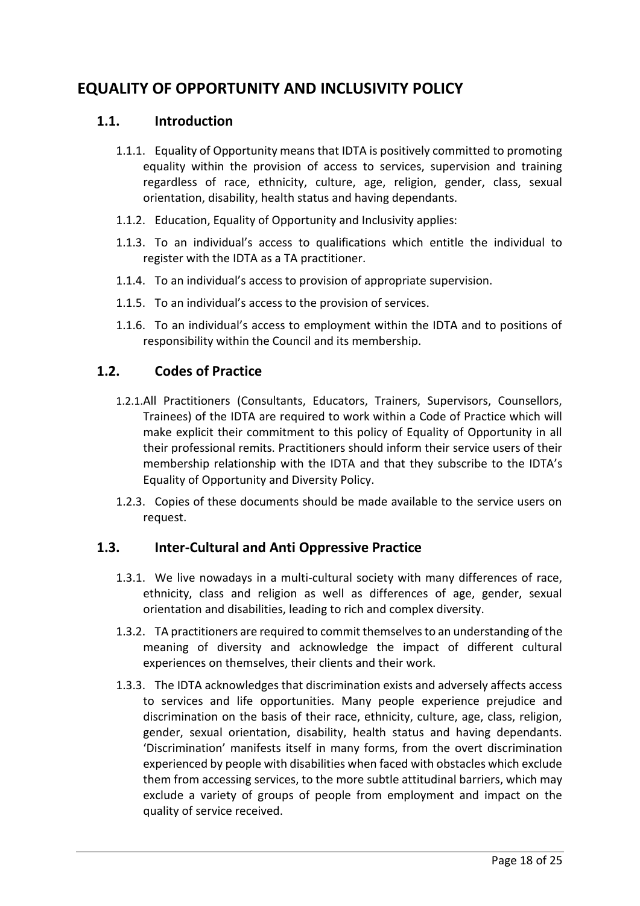# EQUALITY OF OPPORTUNITY AND INCLUSIVITY POLICY

## 1.1. Introduction

1.1.1. Equality of Opportunity means that IDTA is positively committed to promoting equality within the provision of access to services, supervision and training regardless of race, ethnicity, culture, age, religion, gender, class, sexual orientation, disability, health status and having dependants.

1.1.2. Education, Equality of Opportunity and Inclusivity applies:

1.1.3. To an individual's access to qualifications which entitle the individual to register with the IDTA as a TA practitioner.

1.1.4. To an individual's access to provision of appropriate supervision.

1.1.5. To an individual's access to the provision of services.

1.1.6. To an individual's access to employment within the IDTA and to positions of responsibility within the Council and its membership.

## 1.2. Codes of Practice

1.2.1. All Practitioners (Consultants, Educators, Trainers, Supervisors, Counsellors, Trainees) of the IDTA are required to work within a Code of Practice which will make explicit their commitment to this policy of Equality of Opportunity in all their professional remits. Practitioners should inform their service users of their membership relationship with the IDTA and that they subscribe to the IDTA's Equality of Opportunity and Diversity Policy.

1.2.3. Copies of these documents should be made available to the service users on request.

## 1.3. Inter-Cultural and Anti Oppressive Practice

1.3.1. We live nowadays in a multi-cultural society with many differences of race, ethnicity, class and religion as well as differences of age, gender, sexual orientation and disabilities, leading to rich and complex diversity.

1.3.2. TA practitioners are required to commit themselves to an understanding of the meaning of diversity and acknowledge the impact of different cultural experiences on themselves, their clients and their work.

1.3.3. The IDTA acknowledges that discrimination exists and adversely affects access to services and life opportunities. Many people experience prejudice and discrimination on the basis of their race, ethnicity, culture, age, class, religion, gender, sexual orientation, disability, health status and having dependants. 'Discrimination' manifests itself in many forms, from the overt discrimination experienced by people with disabilities when faced with obstacles which exclude them from accessing services, to the more subtle attitudinal barriers, which may exclude a variety of groups of people from employment and impact on the quality of service received.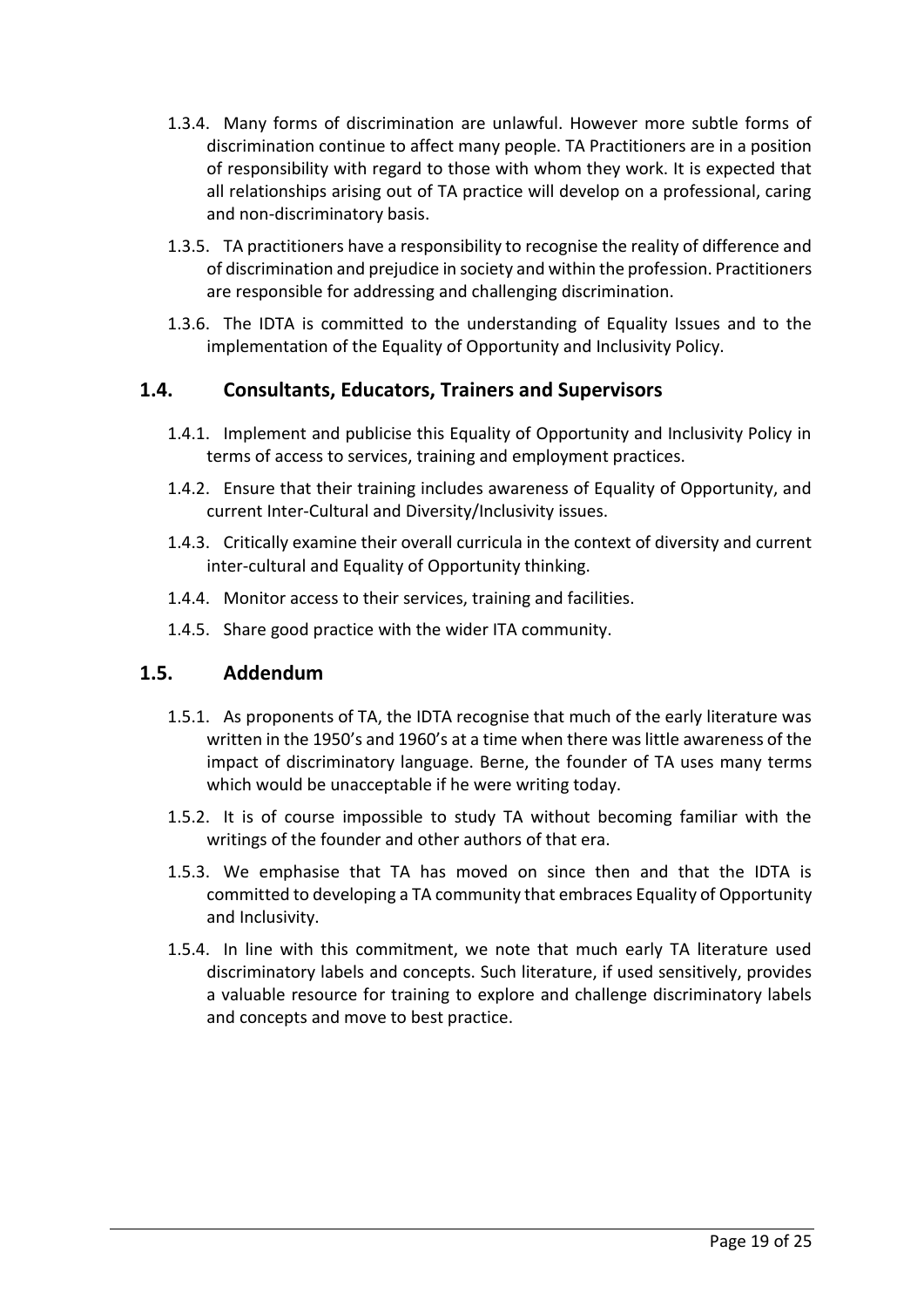1.3.4. Many forms of discrimination are unlawful. However more subtle forms of discrimination continue to affect many people. TA Practitioners are in a position of responsibility with regard to those with whom they work. It is expected that all relationships arising out of TA practice will develop on a professional, caring and non-discriminatory basis.

1.3.5. TA practitioners have a responsibility to recognise the reality of difference and of discrimination and prejudice in society and within the profession. Practitioners are responsible for addressing and challenging discrimination.

1.3.6. The IDTA is committed to the understanding of Equality Issues and to the implementation of the Equality of Opportunity and Inclusivity Policy.

## 1.4. Consultants, Educators, Trainers and Supervisors

1.4.1. Implement and publicise this Equality of Opportunity and Inclusivity Policy in terms of access to services, training and employment practices.

1.4.2. Ensure that their training includes awareness of Equality of Opportunity, and current Inter-Cultural and Diversity/Inclusivity issues.

1.4.3. Critically examine their overall curricula in the context of diversity and current inter-cultural and Equality of Opportunity thinking.

1.4.4. Monitor access to their services, training and facilities.

1.4.5. Share good practice with the wider ITA community.

## 1.5. Addendum

1.5.1. As proponents of TA, the IDTA recognise that much of the early literature was written in the 1950's and 1960's at a time when there was little awareness of the impact of discriminatory language. Berne, the founder of TA uses many terms which would be unacceptable if he were writing today.

1.5.2. It is of course impossible to study TA without becoming familiar with the writings of the founder and other authors of that era.

1.5.3. We emphasise that TA has moved on since then and that the IDTA is committed to developing a TA community that embraces Equality of Opportunity and Inclusivity.

1.5.4. In line with this commitment, we note that much early TA literature used discriminatory labels and concepts. Such literature, if used sensitively, provides a valuable resource for training to explore and challenge discriminatory labels and concepts and move to best practice.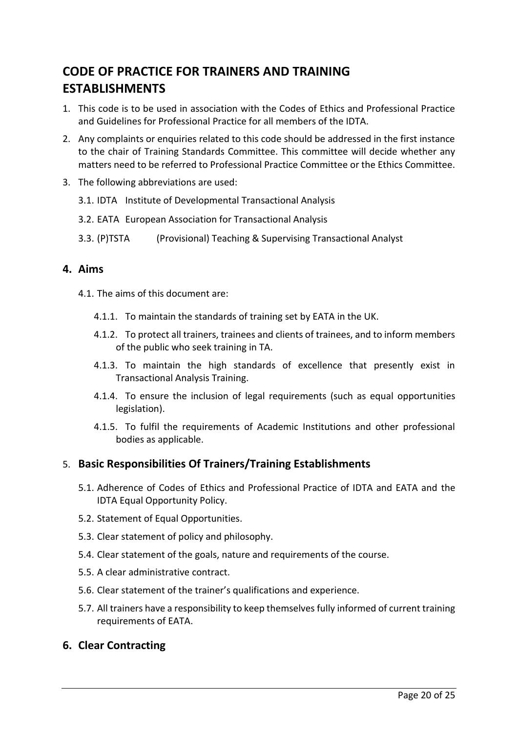# CODE OF PRACTICE FOR TRAINERS AND TRAINING ESTABLISHMENTS

1. This code is to be used in association with the Codes of Ethics and Professional Practice and Guidelines for Professional Practice for all members of the IDTA.
2. Any complaints or enquiries related to this code should be addressed in the first instance to the chair of Training Standards Committee. This committee will decide whether any matters need to be referred to Professional Practice Committee or the Ethics Committee.
3. The following abbreviations are used:
   - 3.1. IDTA Institute of Developmental Transactional Analysis
   - 3.2. EATA European Association for Transactional Analysis
   - 3.3. (P)TSTA (Provisional) Teaching & Supervising Transactional Analyst

## 4. Aims

4.1. The aims of this document are:

- 4.1.1. To maintain the standards of training set by EATA in the UK.
- 4.1.2. To protect all trainers, trainees and clients of trainees, and to inform members of the public who seek training in TA.
- 4.1.3. To maintain the high standards of excellence that presently exist in Transactional Analysis Training.
- 4.1.4. To ensure the inclusion of legal requirements (such as equal opportunities legislation).
- 4.1.5. To fulfil the requirements of Academic Institutions and other professional bodies as applicable.

## 5. Basic Responsibilities Of Trainers/Training Establishments

- 5.1. Adherence of Codes of Ethics and Professional Practice of IDTA and EATA and the IDTA Equal Opportunity Policy.
- 5.2. Statement of Equal Opportunities.
- 5.3. Clear statement of policy and philosophy.
- 5.4. Clear statement of the goals, nature and requirements of the course.
- 5.5. A clear administrative contract.
- 5.6. Clear statement of the trainer's qualifications and experience.
- 5.7. All trainers have a responsibility to keep themselves fully informed of current training requirements of EATA.

## 6. Clear Contracting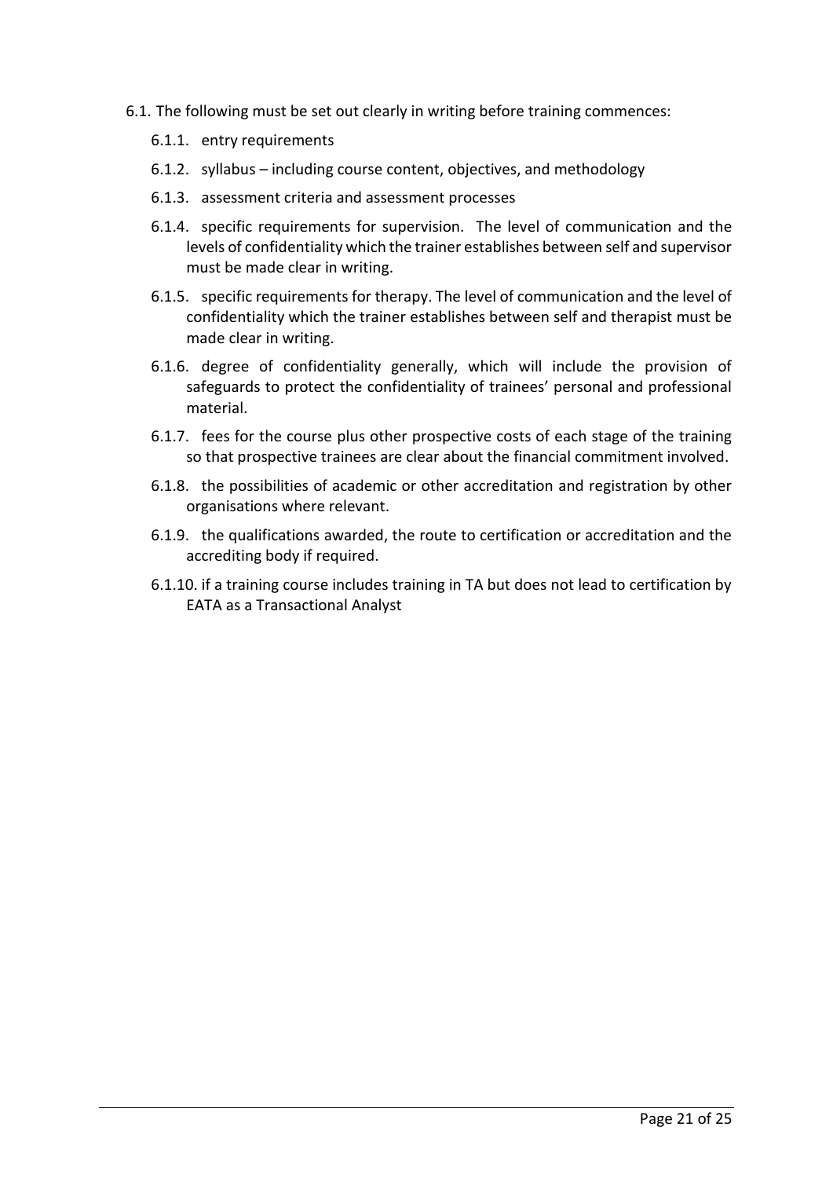6.1. The following must be set out clearly in writing before training commences:

- 6.1.1. entry requirements
- 6.1.2. syllabus – including course content, objectives, and methodology
- 6.1.3. assessment criteria and assessment processes
- 6.1.4. specific requirements for supervision. The level of communication and the levels of confidentiality which the trainer establishes between self and supervisor must be made clear in writing.
- 6.1.5. specific requirements for therapy. The level of communication and the level of confidentiality which the trainer establishes between self and therapist must be made clear in writing.
- 6.1.6. degree of confidentiality generally, which will include the provision of safeguards to protect the confidentiality of trainees' personal and professional material.
- 6.1.7. fees for the course plus other prospective costs of each stage of the training so that prospective trainees are clear about the financial commitment involved.
- 6.1.8. the possibilities of academic or other accreditation and registration by other organisations where relevant.
- 6.1.9. the qualifications awarded, the route to certification or accreditation and the accrediting body if required.
- 6.1.10. if a training course includes training in TA but does not lead to certification by EATA as a Transactional Analyst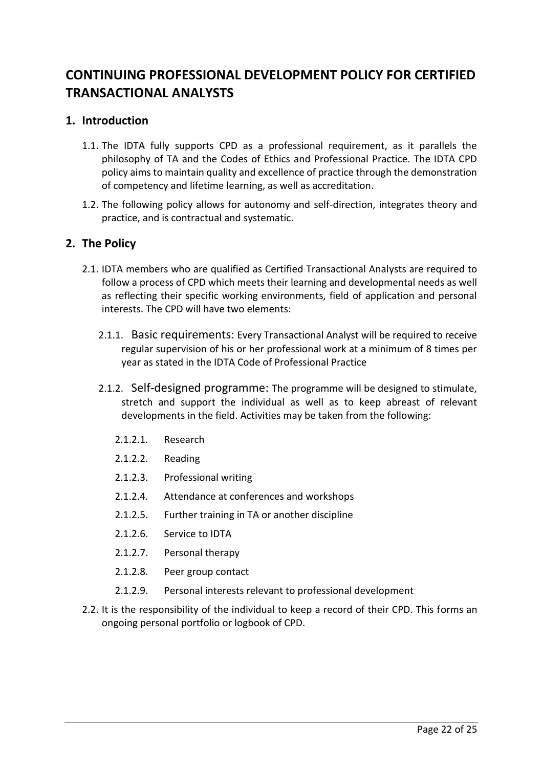# CONTINUING PROFESSIONAL DEVELOPMENT POLICY FOR CERTIFIED TRANSACTIONAL ANALYSTS

## 1. Introduction

1.1. The IDTA fully supports CPD as a professional requirement, as it parallels the philosophy of TA and the Codes of Ethics and Professional Practice. The IDTA CPD policy aims to maintain quality and excellence of practice through the demonstration of competency and lifetime learning, as well as accreditation.

1.2. The following policy allows for autonomy and self-direction, integrates theory and practice, and is contractual and systematic.

## 2. The Policy

2.1. IDTA members who are qualified as Certified Transactional Analysts are required to follow a process of CPD which meets their learning and developmental needs as well as reflecting their specific working environments, field of application and personal interests. The CPD will have two elements:

2.1.1. Basic requirements: Every Transactional Analyst will be required to receive regular supervision of his or her professional work at a minimum of 8 times per year as stated in the IDTA Code of Professional Practice

2.1.2. Self-designed programme: The programme will be designed to stimulate, stretch and support the individual as well as to keep abreast of relevant developments in the field. Activities may be taken from the following:

- 2.1.2.1. Research
- 2.1.2.2. Reading
- 2.1.2.3. Professional writing
- 2.1.2.4. Attendance at conferences and workshops
- 2.1.2.5. Further training in TA or another discipline
- 2.1.2.6. Service to IDTA
- 2.1.2.7. Personal therapy
- 2.1.2.8. Peer group contact
- 2.1.2.9. Personal interests relevant to professional development

2.2. It is the responsibility of the individual to keep a record of their CPD. This forms an ongoing personal portfolio or logbook of CPD.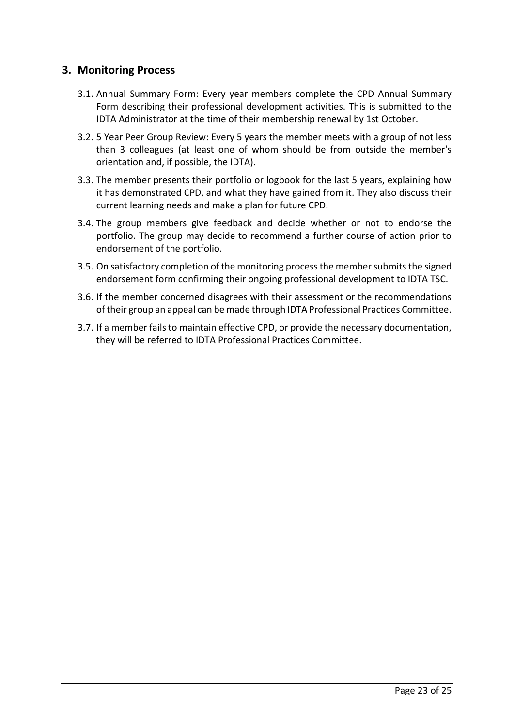## 3. Monitoring Process

3.1. Annual Summary Form: Every year members complete the CPD Annual Summary Form describing their professional development activities. This is submitted to the IDTA Administrator at the time of their membership renewal by 1st October.

3.2. 5 Year Peer Group Review: Every 5 years the member meets with a group of not less than 3 colleagues (at least one of whom should be from outside the member's orientation and, if possible, the IDTA).

3.3. The member presents their portfolio or logbook for the last 5 years, explaining how it has demonstrated CPD, and what they have gained from it. They also discuss their current learning needs and make a plan for future CPD.

3.4. The group members give feedback and decide whether or not to endorse the portfolio. The group may decide to recommend a further course of action prior to endorsement of the portfolio.

3.5. On satisfactory completion of the monitoring process the member submits the signed endorsement form confirming their ongoing professional development to IDTA TSC.

3.6. If the member concerned disagrees with their assessment or the recommendations of their group an appeal can be made through IDTA Professional Practices Committee.

3.7. If a member fails to maintain effective CPD, or provide the necessary documentation, they will be referred to IDTA Professional Practices Committee.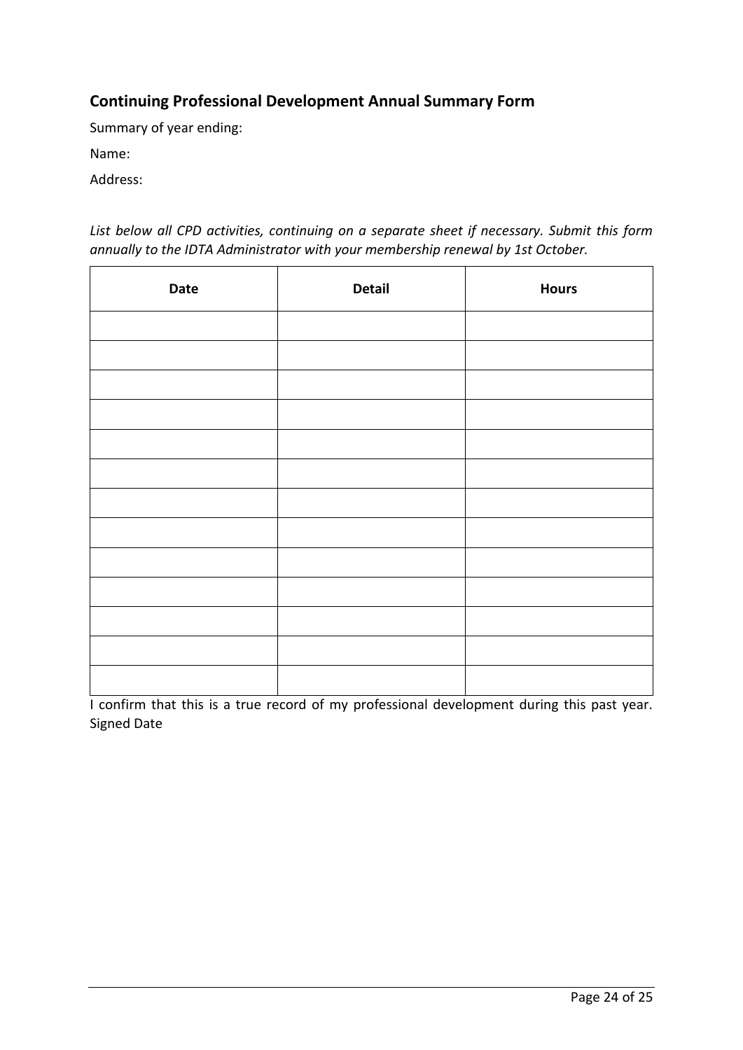## Continuing Professional Development Annual Summary Form

Summary of year ending:

Name:

Address:

*List below all CPD activities, continuing on a separate sheet if necessary. Submit this form annually to the IDTA Administrator with your membership renewal by 1st October.*

| Date | Detail | Hours |
|---|---|---|
| | | |
| | | |
| | | |
| | | |
| | | |
| | | |
| | | |
| | | |
| | | |
| | | |
| | | |
| | | |
| | | |

I confirm that this is a true record of my professional development during this past year.
Signed Date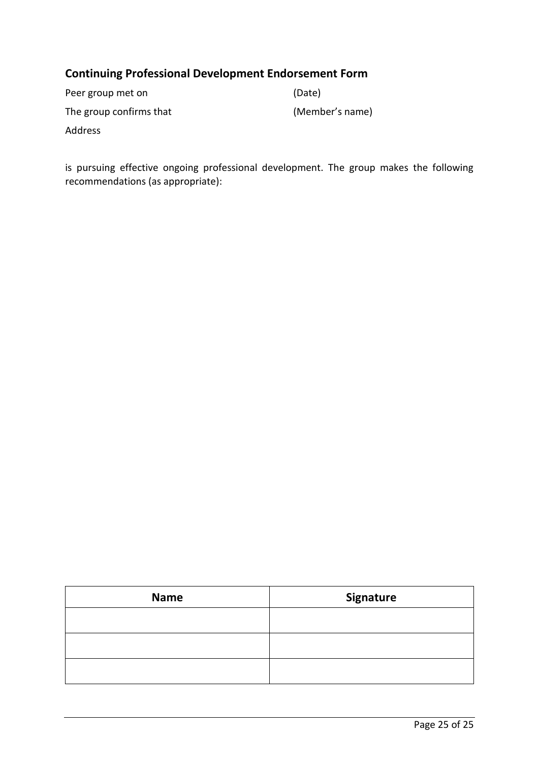## Continuing Professional Development Endorsement Form

Peer group met on (Date)

The group confirms that (Member's name)

Address

is pursuing effective ongoing professional development. The group makes the following recommendations (as appropriate):

| Name | Signature |
| --- | --- |
| | |
| | |
| | |